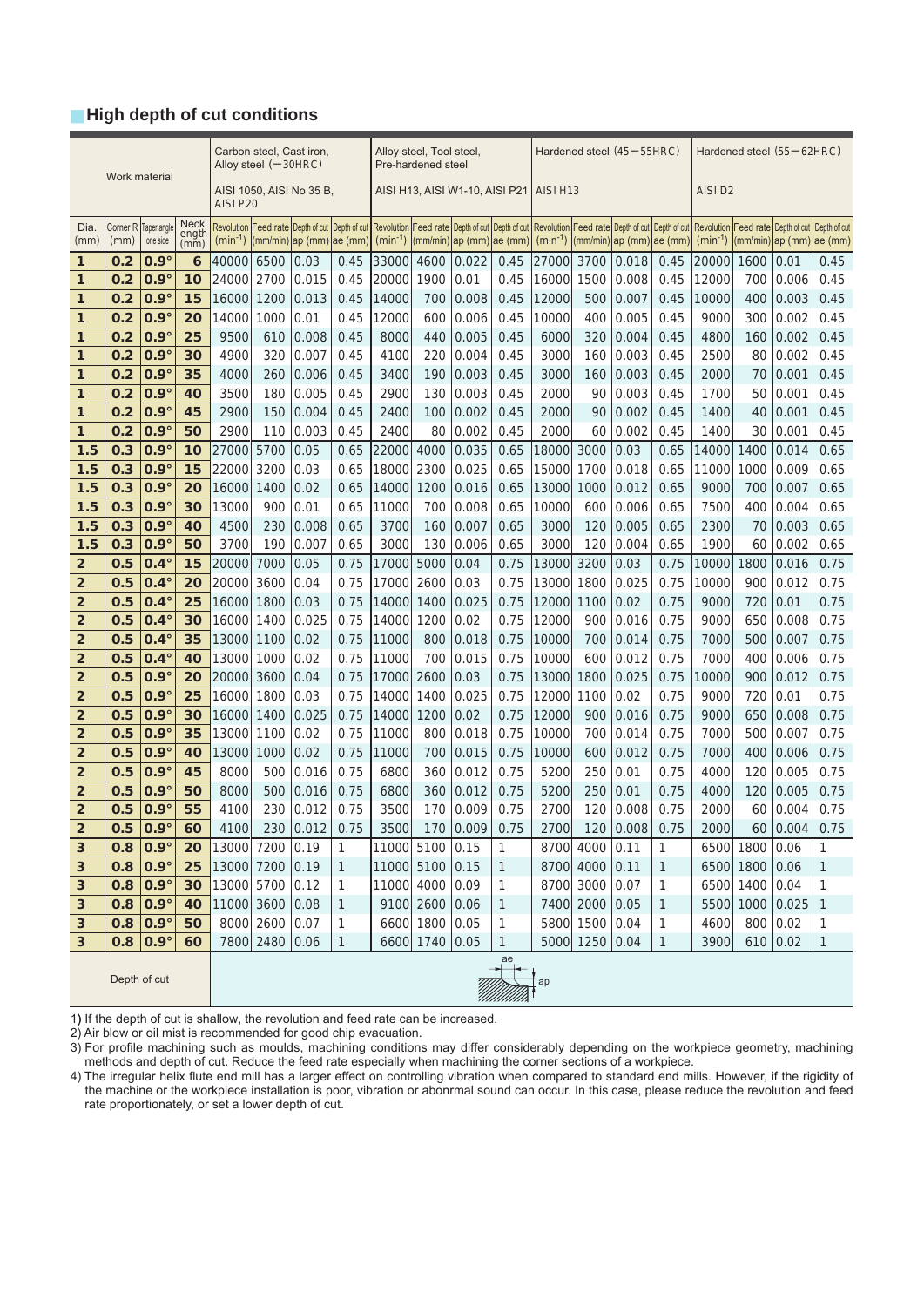## High depth of cut conditions

| Work material | | | | Carbon steel, Cast iron, Alloy steel (−30HRC) AISI 1050, AISI No 35 B, AISI P20 | | | | Alloy steel, Tool steel, Pre-hardened steel AISI H13, AISI W1-10, AISI P21 | | | | Hardened steel (45−55HRC) AISI H13 | | | | Hardened steel (55−62HRC) AISI D2 | | | |
|---|---|---|---|---|---|---|---|---|---|---|---|---|---|---|---|---|---|---|---|
| Dia. (mm) | Corner R (mm) | Taper angle one side | Neck length (mm) | Revolution ($min^{-1}$) | Feed rate (mm/min) | Depth of cut ap (mm) | Depth of cut ae (mm) | Revolution ($min^{-1}$) | Feed rate (mm/min) | Depth of cut ap (mm) | Depth of cut ae (mm) | Revolution ($min^{-1}$) | Feed rate (mm/min) | Depth of cut ap (mm) | Depth of cut ae (mm) | Revolution ($min^{-1}$) | Feed rate (mm/min) | Depth of cut ap (mm) | Depth of cut ae (mm) |
| **1** | **0.2** | **0.9°** | **6** | 40000 | 6500 | 0.03 | 0.45 | 33000 | 4600 | 0.022 | 0.45 | 27000 | 3700 | 0.018 | 0.45 | 20000 | 1600 | 0.01 | 0.45 |
| **1** | **0.2** | **0.9°** | **10** | 24000 | 2700 | 0.015 | 0.45 | 20000 | 1900 | 0.01 | 0.45 | 16000 | 1500 | 0.008 | 0.45 | 12000 | 700 | 0.006 | 0.45 |
| **1** | **0.2** | **0.9°** | **15** | 16000 | 1200 | 0.013 | 0.45 | 14000 | 700 | 0.008 | 0.45 | 12000 | 500 | 0.007 | 0.45 | 10000 | 400 | 0.003 | 0.45 |
| **1** | **0.2** | **0.9°** | **20** | 14000 | 1000 | 0.01 | 0.45 | 12000 | 600 | 0.006 | 0.45 | 10000 | 400 | 0.005 | 0.45 | 9000 | 300 | 0.002 | 0.45 |
| **1** | **0.2** | **0.9°** | **25** | 9500 | 610 | 0.008 | 0.45 | 8000 | 440 | 0.005 | 0.45 | 6000 | 320 | 0.004 | 0.45 | 4800 | 160 | 0.002 | 0.45 |
| **1** | **0.2** | **0.9°** | **30** | 4900 | 320 | 0.007 | 0.45 | 4100 | 220 | 0.004 | 0.45 | 3000 | 160 | 0.003 | 0.45 | 2500 | 80 | 0.002 | 0.45 |
| **1** | **0.2** | **0.9°** | **35** | 4000 | 260 | 0.006 | 0.45 | 3400 | 190 | 0.003 | 0.45 | 3000 | 160 | 0.003 | 0.45 | 2000 | 70 | 0.001 | 0.45 |
| **1** | **0.2** | **0.9°** | **40** | 3500 | 180 | 0.005 | 0.45 | 2900 | 130 | 0.003 | 0.45 | 2000 | 90 | 0.003 | 0.45 | 1700 | 50 | 0.001 | 0.45 |
| **1** | **0.2** | **0.9°** | **45** | 2900 | 150 | 0.004 | 0.45 | 2400 | 100 | 0.002 | 0.45 | 2000 | 90 | 0.002 | 0.45 | 1400 | 40 | 0.001 | 0.45 |
| **1** | **0.2** | **0.9°** | **50** | 2900 | 110 | 0.003 | 0.45 | 2400 | 80 | 0.002 | 0.45 | 2000 | 60 | 0.002 | 0.45 | 1400 | 30 | 0.001 | 0.45 |
| **1.5** | **0.3** | **0.9°** | **10** | 27000 | 5700 | 0.05 | 0.65 | 22000 | 4000 | 0.035 | 0.65 | 18000 | 3000 | 0.03 | 0.65 | 14000 | 1400 | 0.014 | 0.65 |
| **1.5** | **0.3** | **0.9°** | **15** | 22000 | 3200 | 0.03 | 0.65 | 18000 | 2300 | 0.025 | 0.65 | 15000 | 1700 | 0.018 | 0.65 | 11000 | 1000 | 0.009 | 0.65 |
| **1.5** | **0.3** | **0.9°** | **20** | 16000 | 1400 | 0.02 | 0.65 | 14000 | 1200 | 0.016 | 0.65 | 13000 | 1000 | 0.012 | 0.65 | 9000 | 700 | 0.007 | 0.65 |
| **1.5** | **0.3** | **0.9°** | **30** | 13000 | 900 | 0.01 | 0.65 | 11000 | 700 | 0.008 | 0.65 | 10000 | 600 | 0.006 | 0.65 | 7500 | 400 | 0.004 | 0.65 |
| **1.5** | **0.3** | **0.9°** | **40** | 4500 | 230 | 0.008 | 0.65 | 3700 | 160 | 0.007 | 0.65 | 3000 | 120 | 0.005 | 0.65 | 2300 | 70 | 0.003 | 0.65 |
| **1.5** | **0.3** | **0.9°** | **50** | 3700 | 190 | 0.007 | 0.65 | 3000 | 130 | 0.006 | 0.65 | 3000 | 120 | 0.004 | 0.65 | 1900 | 60 | 0.002 | 0.65 |
| **2** | **0.5** | **0.4°** | **15** | 20000 | 7000 | 0.05 | 0.75 | 17000 | 5000 | 0.04 | 0.75 | 13000 | 3200 | 0.03 | 0.75 | 10000 | 1800 | 0.016 | 0.75 |
| **2** | **0.5** | **0.4°** | **20** | 20000 | 3600 | 0.04 | 0.75 | 17000 | 2600 | 0.03 | 0.75 | 13000 | 1800 | 0.025 | 0.75 | 10000 | 900 | 0.012 | 0.75 |
| **2** | **0.5** | **0.4°** | **25** | 16000 | 1800 | 0.03 | 0.75 | 14000 | 1400 | 0.025 | 0.75 | 12000 | 1100 | 0.02 | 0.75 | 9000 | 720 | 0.01 | 0.75 |
| **2** | **0.5** | **0.4°** | **30** | 16000 | 1400 | 0.025 | 0.75 | 14000 | 1200 | 0.02 | 0.75 | 12000 | 900 | 0.016 | 0.75 | 9000 | 650 | 0.008 | 0.75 |
| **2** | **0.5** | **0.4°** | **35** | 13000 | 1100 | 0.02 | 0.75 | 11000 | 800 | 0.018 | 0.75 | 10000 | 700 | 0.014 | 0.75 | 7000 | 500 | 0.007 | 0.75 |
| **2** | **0.5** | **0.4°** | **40** | 13000 | 1000 | 0.02 | 0.75 | 11000 | 700 | 0.015 | 0.75 | 10000 | 600 | 0.012 | 0.75 | 7000 | 400 | 0.006 | 0.75 |
| **2** | **0.5** | **0.9°** | **20** | 20000 | 3600 | 0.04 | 0.75 | 17000 | 2600 | 0.03 | 0.75 | 13000 | 1800 | 0.025 | 0.75 | 10000 | 900 | 0.012 | 0.75 |
| **2** | **0.5** | **0.9°** | **25** | 16000 | 1800 | 0.03 | 0.75 | 14000 | 1400 | 0.025 | 0.75 | 12000 | 1100 | 0.02 | 0.75 | 9000 | 720 | 0.01 | 0.75 |
| **2** | **0.5** | **0.9°** | **30** | 16000 | 1400 | 0.025 | 0.75 | 14000 | 1200 | 0.02 | 0.75 | 12000 | 900 | 0.016 | 0.75 | 9000 | 650 | 0.008 | 0.75 |
| **2** | **0.5** | **0.9°** | **35** | 13000 | 1100 | 0.02 | 0.75 | 11000 | 800 | 0.018 | 0.75 | 10000 | 700 | 0.014 | 0.75 | 7000 | 500 | 0.007 | 0.75 |
| **2** | **0.5** | **0.9°** | **40** | 13000 | 1000 | 0.02 | 0.75 | 11000 | 700 | 0.015 | 0.75 | 10000 | 600 | 0.012 | 0.75 | 7000 | 400 | 0.006 | 0.75 |
| **2** | **0.5** | **0.9°** | **45** | 8000 | 500 | 0.016 | 0.75 | 6800 | 360 | 0.012 | 0.75 | 5200 | 250 | 0.01 | 0.75 | 4000 | 120 | 0.005 | 0.75 |
| **2** | **0.5** | **0.9°** | **50** | 8000 | 500 | 0.016 | 0.75 | 6800 | 360 | 0.012 | 0.75 | 5200 | 250 | 0.01 | 0.75 | 4000 | 120 | 0.005 | 0.75 |
| **2** | **0.5** | **0.9°** | **55** | 4100 | 230 | 0.012 | 0.75 | 3500 | 170 | 0.009 | 0.75 | 2700 | 120 | 0.008 | 0.75 | 2000 | 60 | 0.004 | 0.75 |
| **2** | **0.5** | **0.9°** | **60** | 4100 | 230 | 0.012 | 0.75 | 3500 | 170 | 0.009 | 0.75 | 2700 | 120 | 0.008 | 0.75 | 2000 | 60 | 0.004 | 0.75 |
| **3** | **0.8** | **0.9°** | **20** | 13000 | 7200 | 0.19 | 1 | 11000 | 5100 | 0.15 | 1 | 8700 | 4000 | 0.11 | 1 | 6500 | 1800 | 0.06 | 1 |
| **3** | **0.8** | **0.9°** | **25** | 13000 | 7200 | 0.19 | 1 | 11000 | 5100 | 0.15 | 1 | 8700 | 4000 | 0.11 | 1 | 6500 | 1800 | 0.06 | 1 |
| **3** | **0.8** | **0.9°** | **30** | 13000 | 5700 | 0.12 | 1 | 11000 | 4000 | 0.09 | 1 | 8700 | 3000 | 0.07 | 1 | 6500 | 1400 | 0.04 | 1 |
| **3** | **0.8** | **0.9°** | **40** | 11000 | 3600 | 0.08 | 1 | 9100 | 2600 | 0.06 | 1 | 7400 | 2000 | 0.05 | 1 | 5500 | 1000 | 0.025 | 1 |
| **3** | **0.8** | **0.9°** | **50** | 8000 | 2600 | 0.07 | 1 | 6600 | 1800 | 0.05 | 1 | 5800 | 1500 | 0.04 | 1 | 4600 | 800 | 0.02 | 1 |
| **3** | **0.8** | **0.9°** | **60** | 7800 | 2480 | 0.06 | 1 | 6600 | 1740 | 0.05 | 1 | 5000 | 1250 | 0.04 | 1 | 3900 | 610 | 0.02 | 1 |
| Depth of cut | | | | ae, ap | | | | | | | | | | | | | | | |

1) If the depth of cut is shallow, the revolution and feed rate can be increased.
2) Air blow or oil mist is recommended for good chip evacuation.
3) For profile machining such as moulds, machining conditions may differ considerably depending on the workpiece geometry, machining methods and depth of cut. Reduce the feed rate especially when machining the corner sections of a workpiece.
4) The irregular helix flute end mill has a larger effect on controlling vibration when compared to standard end mills. However, if the rigidity of the machine or the workpiece installation is poor, vibration or abonrmal sound can occur. In this case, please reduce the revolution and feed rate proportionately, or set a lower depth of cut.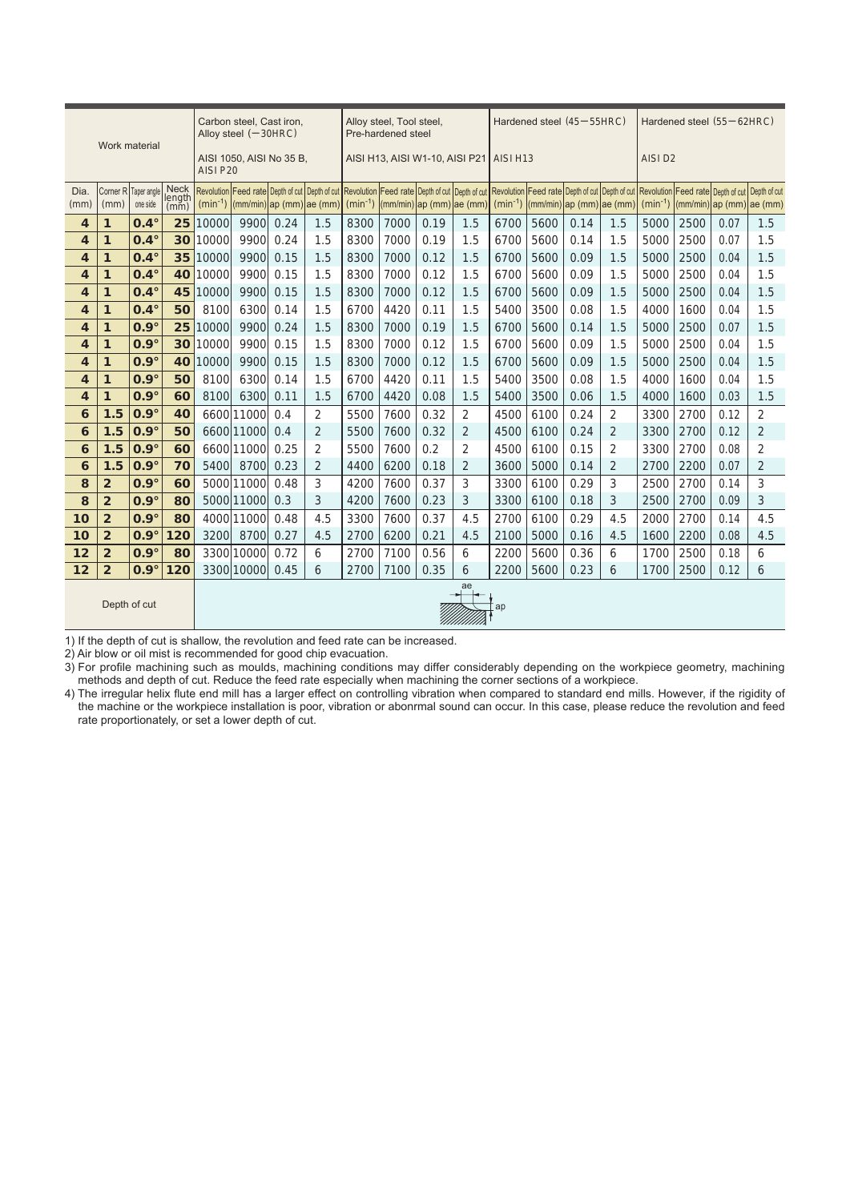| Work material | | | | Carbon steel, Cast iron, Alloy steel (−30HRC) AISI 1050, AISI No 35 B, AISI P20 | | | | Alloy steel, Tool steel, Pre-hardened steel AISI H13, AISI W1-10, AISI P21 | | | | Hardened steel (45−55HRC) AISI H13 | | | | Hardened steel (55−62HRC) AISI D2 | | | |
|---|---|---|---|---|---|---|---|---|---|---|---|---|---|---|---|---|---|---|---|
| Dia. (mm) | Corner R (mm) | Taper angle one side | Neck length (mm) | Revolution ($min^{-1}$) | Feed rate (mm/min) | Depth of cut ap (mm) | Depth of cut ae (mm) | Revolution ($min^{-1}$) | Feed rate (mm/min) | Depth of cut ap (mm) | Depth of cut ae (mm) | Revolution ($min^{-1}$) | Feed rate (mm/min) | Depth of cut ap (mm) | Depth of cut ae (mm) | Revolution ($min^{-1}$) | Feed rate (mm/min) | Depth of cut ap (mm) | Depth of cut ae (mm) |
| 4 | 1 | 0.4° | 25 | 10000 | 9900 | 0.24 | 1.5 | 8300 | 7000 | 0.19 | 1.5 | 6700 | 5600 | 0.14 | 1.5 | 5000 | 2500 | 0.07 | 1.5 |
| 4 | 1 | 0.4° | 30 | 10000 | 9900 | 0.24 | 1.5 | 8300 | 7000 | 0.19 | 1.5 | 6700 | 5600 | 0.14 | 1.5 | 5000 | 2500 | 0.07 | 1.5 |
| 4 | 1 | 0.4° | 35 | 10000 | 9900 | 0.15 | 1.5 | 8300 | 7000 | 0.12 | 1.5 | 6700 | 5600 | 0.09 | 1.5 | 5000 | 2500 | 0.04 | 1.5 |
| 4 | 1 | 0.4° | 40 | 10000 | 9900 | 0.15 | 1.5 | 8300 | 7000 | 0.12 | 1.5 | 6700 | 5600 | 0.09 | 1.5 | 5000 | 2500 | 0.04 | 1.5 |
| 4 | 1 | 0.4° | 45 | 10000 | 9900 | 0.15 | 1.5 | 8300 | 7000 | 0.12 | 1.5 | 6700 | 5600 | 0.09 | 1.5 | 5000 | 2500 | 0.04 | 1.5 |
| 4 | 1 | 0.4° | 50 | 8100 | 6300 | 0.14 | 1.5 | 6700 | 4420 | 0.11 | 1.5 | 5400 | 3500 | 0.08 | 1.5 | 4000 | 1600 | 0.04 | 1.5 |
| 4 | 1 | 0.9° | 25 | 10000 | 9900 | 0.24 | 1.5 | 8300 | 7000 | 0.19 | 1.5 | 6700 | 5600 | 0.14 | 1.5 | 5000 | 2500 | 0.07 | 1.5 |
| 4 | 1 | 0.9° | 30 | 10000 | 9900 | 0.15 | 1.5 | 8300 | 7000 | 0.12 | 1.5 | 6700 | 5600 | 0.09 | 1.5 | 5000 | 2500 | 0.04 | 1.5 |
| 4 | 1 | 0.9° | 40 | 10000 | 9900 | 0.15 | 1.5 | 8300 | 7000 | 0.12 | 1.5 | 6700 | 5600 | 0.09 | 1.5 | 5000 | 2500 | 0.04 | 1.5 |
| 4 | 1 | 0.9° | 50 | 8100 | 6300 | 0.14 | 1.5 | 6700 | 4420 | 0.11 | 1.5 | 5400 | 3500 | 0.08 | 1.5 | 4000 | 1600 | 0.04 | 1.5 |
| 4 | 1 | 0.9° | 60 | 8100 | 6300 | 0.11 | 1.5 | 6700 | 4420 | 0.08 | 1.5 | 5400 | 3500 | 0.06 | 1.5 | 4000 | 1600 | 0.03 | 1.5 |
| 6 | 1.5 | 0.9° | 40 | 6600 | 11000 | 0.4 | 2 | 5500 | 7600 | 0.32 | 2 | 4500 | 6100 | 0.24 | 2 | 3300 | 2700 | 0.12 | 2 |
| 6 | 1.5 | 0.9° | 50 | 6600 | 11000 | 0.4 | 2 | 5500 | 7600 | 0.32 | 2 | 4500 | 6100 | 0.24 | 2 | 3300 | 2700 | 0.12 | 2 |
| 6 | 1.5 | 0.9° | 60 | 6600 | 11000 | 0.25 | 2 | 5500 | 7600 | 0.2 | 2 | 4500 | 6100 | 0.15 | 2 | 3300 | 2700 | 0.08 | 2 |
| 6 | 1.5 | 0.9° | 70 | 5400 | 8700 | 0.23 | 2 | 4400 | 6200 | 0.18 | 2 | 3600 | 5000 | 0.14 | 2 | 2700 | 2200 | 0.07 | 2 |
| 8 | 2 | 0.9° | 60 | 5000 | 11000 | 0.48 | 3 | 4200 | 7600 | 0.37 | 3 | 3300 | 6100 | 0.29 | 3 | 2500 | 2700 | 0.14 | 3 |
| 8 | 2 | 0.9° | 80 | 5000 | 11000 | 0.3 | 3 | 4200 | 7600 | 0.23 | 3 | 3300 | 6100 | 0.18 | 3 | 2500 | 2700 | 0.09 | 3 |
| 10 | 2 | 0.9° | 80 | 4000 | 11000 | 0.48 | 4.5 | 3300 | 7600 | 0.37 | 4.5 | 2700 | 6100 | 0.29 | 4.5 | 2000 | 2700 | 0.14 | 4.5 |
| 10 | 2 | 0.9° | 120 | 3200 | 8700 | 0.27 | 4.5 | 2700 | 6200 | 0.21 | 4.5 | 2100 | 5000 | 0.16 | 4.5 | 1600 | 2200 | 0.08 | 4.5 |
| 12 | 2 | 0.9° | 80 | 3300 | 10000 | 0.72 | 6 | 2700 | 7100 | 0.56 | 6 | 2200 | 5600 | 0.36 | 6 | 1700 | 2500 | 0.18 | 6 |
| 12 | 2 | 0.9° | 120 | 3300 | 10000 | 0.45 | 6 | 2700 | 7100 | 0.35 | 6 | 2200 | 5600 | 0.23 | 6 | 1700 | 2500 | 0.12 | 6 |

Depth of cut

ae

ap

1) If the depth of cut is shallow, the revolution and feed rate can be increased.

2) Air blow or oil mist is recommended for good chip evacuation.

3) For profile machining such as moulds, machining conditions may differ considerably depending on the workpiece geometry, machining methods and depth of cut. Reduce the feed rate especially when machining the corner sections of a workpiece.

4) The irregular helix flute end mill has a larger effect on controlling vibration when compared to standard end mills. However, if the rigidity of the machine or the workpiece installation is poor, vibration or abonrmal sound can occur. In this case, please reduce the revolution and feed rate proportionately, or set a lower depth of cut.